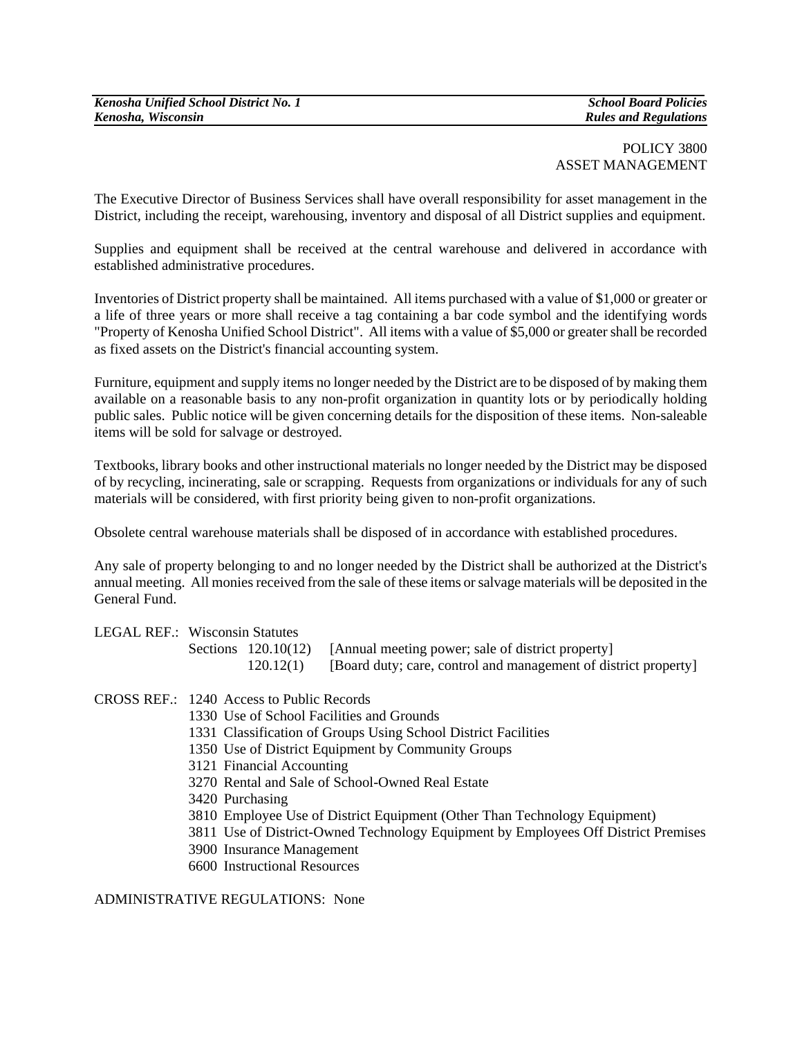POLICY 3800
ASSET MANAGEMENT

The Executive Director of Business Services shall have overall responsibility for asset management in the District, including the receipt, warehousing, inventory and disposal of all District supplies and equipment.

Supplies and equipment shall be received at the central warehouse and delivered in accordance with established administrative procedures.

Inventories of District property shall be maintained. All items purchased with a value of $1,000 or greater or a life of three years or more shall receive a tag containing a bar code symbol and the identifying words "Property of Kenosha Unified School District". All items with a value of $5,000 or greater shall be recorded as fixed assets on the District's financial accounting system.

Furniture, equipment and supply items no longer needed by the District are to be disposed of by making them available on a reasonable basis to any non-profit organization in quantity lots or by periodically holding public sales. Public notice will be given concerning details for the disposition of these items. Non-saleable items will be sold for salvage or destroyed.

Textbooks, library books and other instructional materials no longer needed by the District may be disposed of by recycling, incinerating, sale or scrapping. Requests from organizations or individuals for any of such materials will be considered, with first priority being given to non-profit organizations.

Obsolete central warehouse materials shall be disposed of in accordance with established procedures.

Any sale of property belonging to and no longer needed by the District shall be authorized at the District's annual meeting. All monies received from the sale of these items or salvage materials will be deposited in the General Fund.

LEGAL REF.: Wisconsin Statutes
- Sections 120.10(12) [Annual meeting power; sale of district property]
- 120.12(1) [Board duty; care, control and management of district property]

CROSS REF.:
- 1240 Access to Public Records
- 1330 Use of School Facilities and Grounds
- 1331 Classification of Groups Using School District Facilities
- 1350 Use of District Equipment by Community Groups
- 3121 Financial Accounting
- 3270 Rental and Sale of School-Owned Real Estate
- 3420 Purchasing
- 3810 Employee Use of District Equipment (Other Than Technology Equipment)
- 3811 Use of District-Owned Technology Equipment by Employees Off District Premises
- 3900 Insurance Management
- 6600 Instructional Resources

ADMINISTRATIVE REGULATIONS: None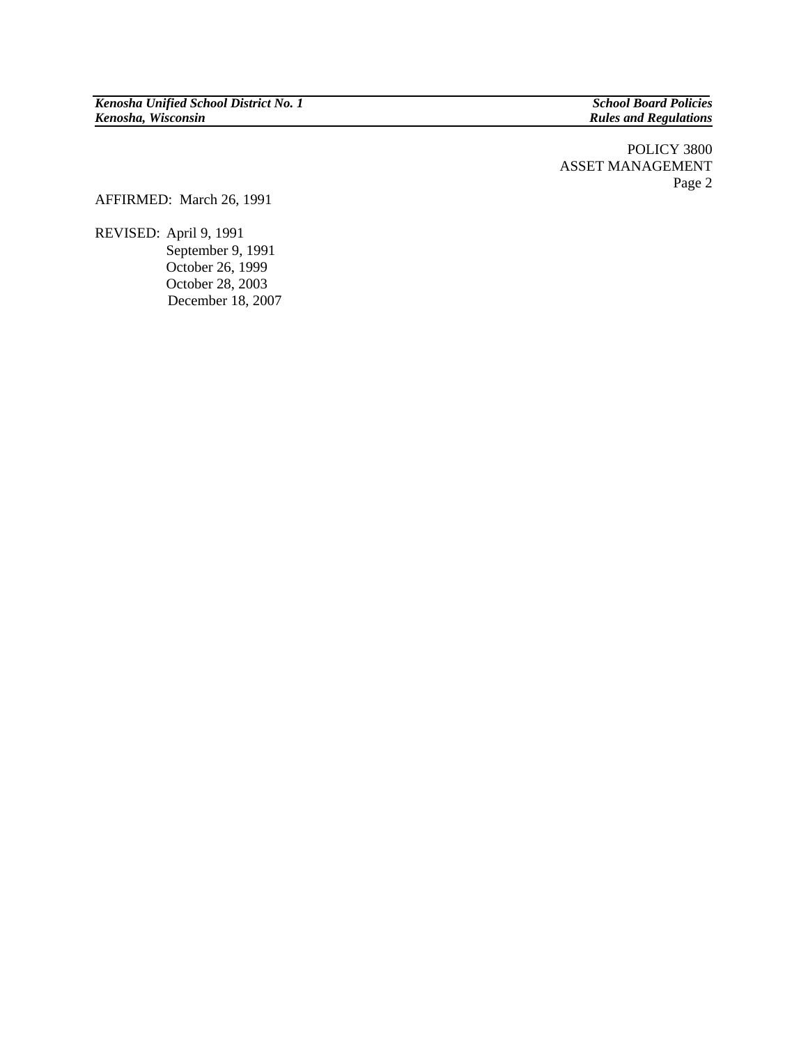AFFIRMED: March 26, 1991

REVISED: April 9, 1991
September 9, 1991
October 26, 1999
October 28, 2003
December 18, 2007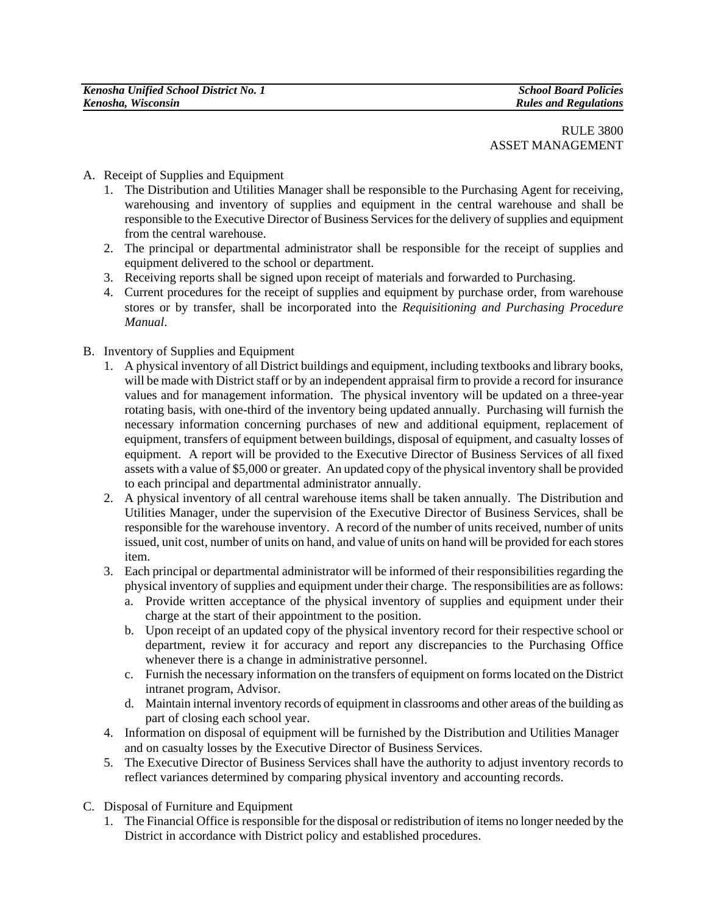RULE 3800
ASSET MANAGEMENT

A. Receipt of Supplies and Equipment
   1. The Distribution and Utilities Manager shall be responsible to the Purchasing Agent for receiving, warehousing and inventory of supplies and equipment in the central warehouse and shall be responsible to the Executive Director of Business Services for the delivery of supplies and equipment from the central warehouse.
   2. The principal or departmental administrator shall be responsible for the receipt of supplies and equipment delivered to the school or department.
   3. Receiving reports shall be signed upon receipt of materials and forwarded to Purchasing.
   4. Current procedures for the receipt of supplies and equipment by purchase order, from warehouse stores or by transfer, shall be incorporated into the *Requisitioning and Purchasing Procedure Manual*.

B. Inventory of Supplies and Equipment
   1. A physical inventory of all District buildings and equipment, including textbooks and library books, will be made with District staff or by an independent appraisal firm to provide a record for insurance values and for management information. The physical inventory will be updated on a three-year rotating basis, with one-third of the inventory being updated annually. Purchasing will furnish the necessary information concerning purchases of new and additional equipment, replacement of equipment, transfers of equipment between buildings, disposal of equipment, and casualty losses of equipment. A report will be provided to the Executive Director of Business Services of all fixed assets with a value of $5,000 or greater. An updated copy of the physical inventory shall be provided to each principal and departmental administrator annually.
   2. A physical inventory of all central warehouse items shall be taken annually. The Distribution and Utilities Manager, under the supervision of the Executive Director of Business Services, shall be responsible for the warehouse inventory. A record of the number of units received, number of units issued, unit cost, number of units on hand, and value of units on hand will be provided for each stores item.
   3. Each principal or departmental administrator will be informed of their responsibilities regarding the physical inventory of supplies and equipment under their charge. The responsibilities are as follows:
      a. Provide written acceptance of the physical inventory of supplies and equipment under their charge at the start of their appointment to the position.
      b. Upon receipt of an updated copy of the physical inventory record for their respective school or department, review it for accuracy and report any discrepancies to the Purchasing Office whenever there is a change in administrative personnel.
      c. Furnish the necessary information on the transfers of equipment on forms located on the District intranet program, Advisor.
      d. Maintain internal inventory records of equipment in classrooms and other areas of the building as part of closing each school year.
   4. Information on disposal of equipment will be furnished by the Distribution and Utilities Manager and on casualty losses by the Executive Director of Business Services.
   5. The Executive Director of Business Services shall have the authority to adjust inventory records to reflect variances determined by comparing physical inventory and accounting records.

C. Disposal of Furniture and Equipment
   1. The Financial Office is responsible for the disposal or redistribution of items no longer needed by the District in accordance with District policy and established procedures.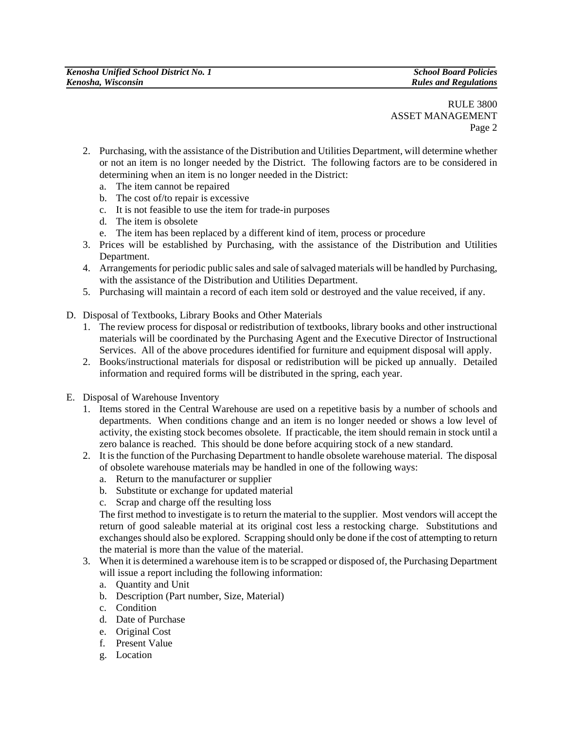RULE 3800
ASSET MANAGEMENT

2. Purchasing, with the assistance of the Distribution and Utilities Department, will determine whether or not an item is no longer needed by the District. The following factors are to be considered in determining when an item is no longer needed in the District:
   a. The item cannot be repaired
   b. The cost of/to repair is excessive
   c. It is not feasible to use the item for trade-in purposes
   d. The item is obsolete
   e. The item has been replaced by a different kind of item, process or procedure
3. Prices will be established by Purchasing, with the assistance of the Distribution and Utilities Department.
4. Arrangements for periodic public sales and sale of salvaged materials will be handled by Purchasing, with the assistance of the Distribution and Utilities Department.
5. Purchasing will maintain a record of each item sold or destroyed and the value received, if any.

D. Disposal of Textbooks, Library Books and Other Materials
   1. The review process for disposal or redistribution of textbooks, library books and other instructional materials will be coordinated by the Purchasing Agent and the Executive Director of Instructional Services. All of the above procedures identified for furniture and equipment disposal will apply.
   2. Books/instructional materials for disposal or redistribution will be picked up annually. Detailed information and required forms will be distributed in the spring, each year.

E. Disposal of Warehouse Inventory
   1. Items stored in the Central Warehouse are used on a repetitive basis by a number of schools and departments. When conditions change and an item is no longer needed or shows a low level of activity, the existing stock becomes obsolete. If practicable, the item should remain in stock until a zero balance is reached. This should be done before acquiring stock of a new standard.
   2. It is the function of the Purchasing Department to handle obsolete warehouse material. The disposal of obsolete warehouse materials may be handled in one of the following ways:
      a. Return to the manufacturer or supplier
      b. Substitute or exchange for updated material
      c. Scrap and charge off the resulting loss

      The first method to investigate is to return the material to the supplier. Most vendors will accept the return of good saleable material at its original cost less a restocking charge. Substitutions and exchanges should also be explored. Scrapping should only be done if the cost of attempting to return the material is more than the value of the material.
   3. When it is determined a warehouse item is to be scrapped or disposed of, the Purchasing Department will issue a report including the following information:
      a. Quantity and Unit
      b. Description (Part number, Size, Material)
      c. Condition
      d. Date of Purchase
      e. Original Cost
      f. Present Value
      g. Location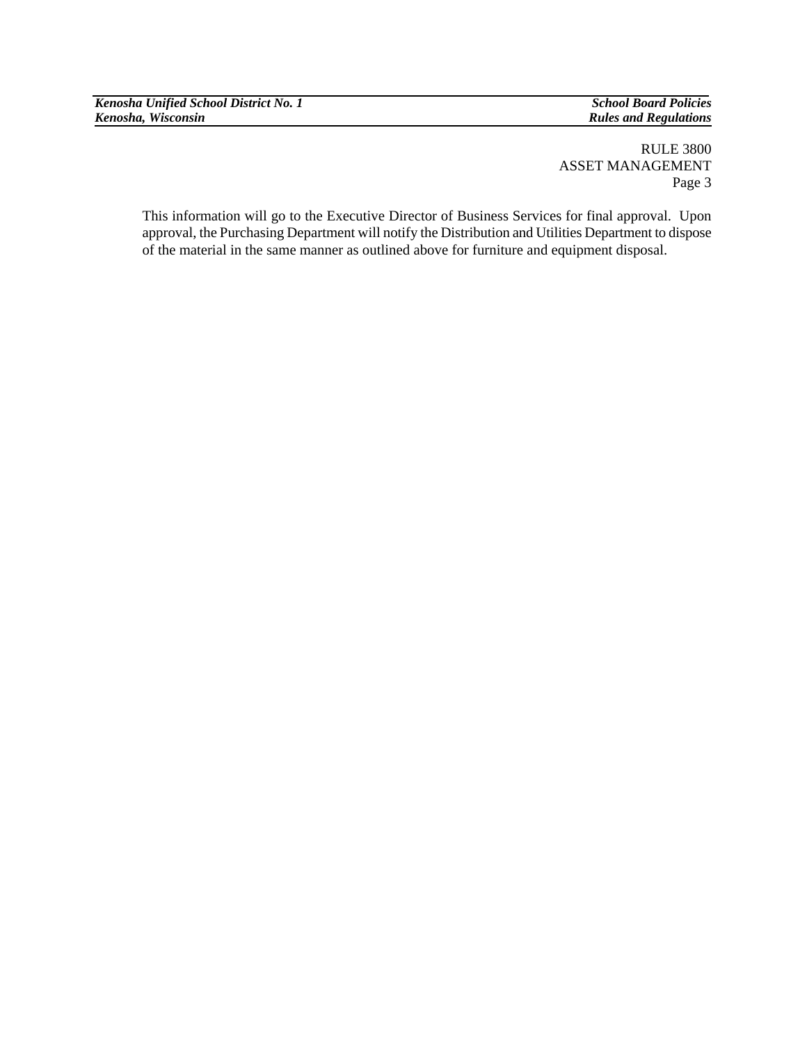This information will go to the Executive Director of Business Services for final approval. Upon approval, the Purchasing Department will notify the Distribution and Utilities Department to dispose of the material in the same manner as outlined above for furniture and equipment disposal.